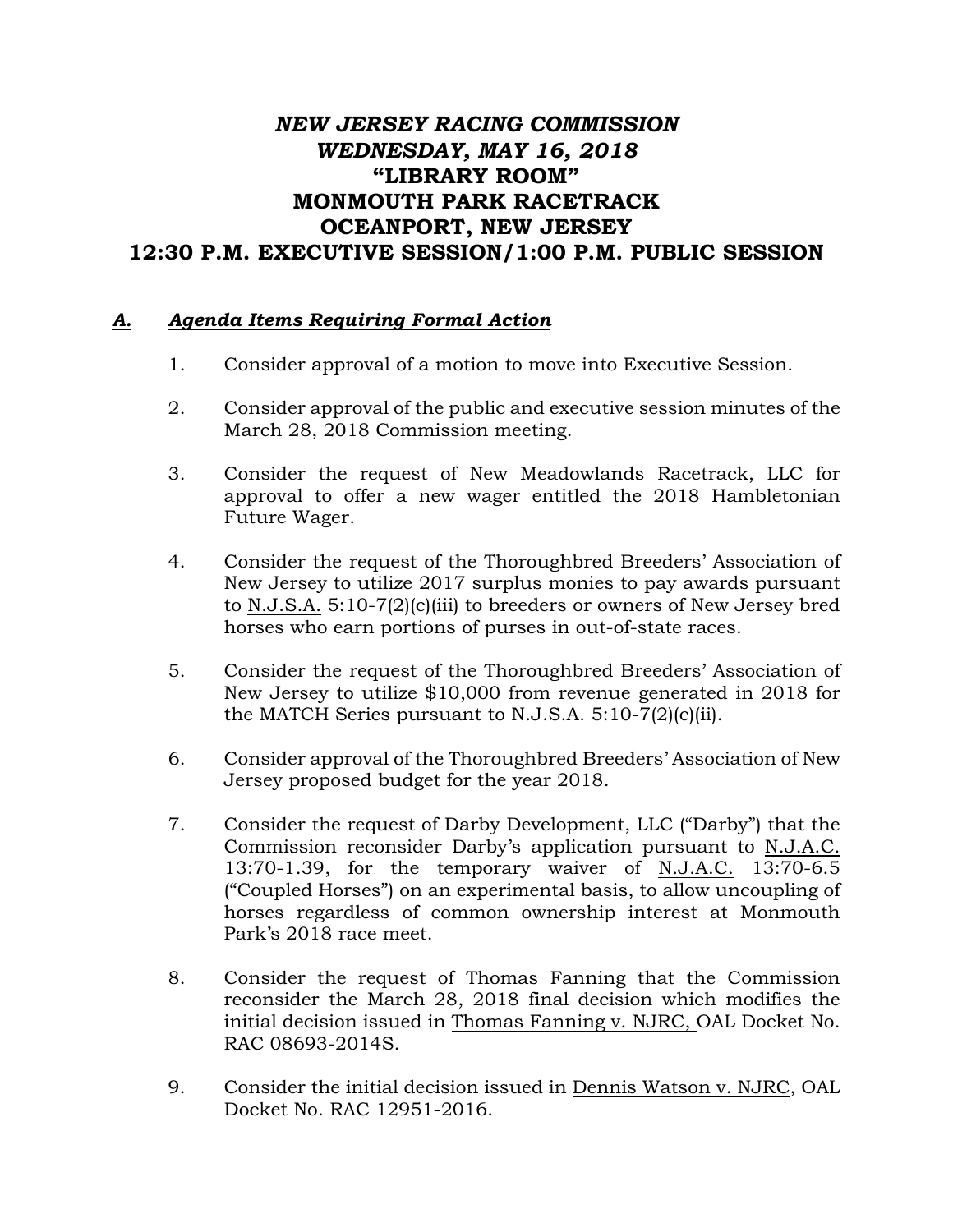# *NEW JERSEY RACING COMMISSION*
# *WEDNESDAY, MAY 16, 2018*
# "LIBRARY ROOM"
# MONMOUTH PARK RACETRACK
# OCEANPORT, NEW JERSEY
# 12:30 P.M. EXECUTIVE SESSION/1:00 P.M. PUBLIC SESSION

## *A. Agenda Items Requiring Formal Action*

1. Consider approval of a motion to move into Executive Session.

2. Consider approval of the public and executive session minutes of the March 28, 2018 Commission meeting.

3. Consider the request of New Meadowlands Racetrack, LLC for approval to offer a new wager entitled the 2018 Hambletonian Future Wager.

4. Consider the request of the Thoroughbred Breeders' Association of New Jersey to utilize 2017 surplus monies to pay awards pursuant to N.J.S.A. 5:10-7(2)(c)(iii) to breeders or owners of New Jersey bred horses who earn portions of purses in out-of-state races.

5. Consider the request of the Thoroughbred Breeders' Association of New Jersey to utilize $10,000 from revenue generated in 2018 for the MATCH Series pursuant to N.J.S.A. 5:10-7(2)(c)(ii).

6. Consider approval of the Thoroughbred Breeders' Association of New Jersey proposed budget for the year 2018.

7. Consider the request of Darby Development, LLC ("Darby") that the Commission reconsider Darby's application pursuant to N.J.A.C. 13:70-1.39, for the temporary waiver of N.J.A.C. 13:70-6.5 ("Coupled Horses") on an experimental basis, to allow uncoupling of horses regardless of common ownership interest at Monmouth Park's 2018 race meet.

8. Consider the request of Thomas Fanning that the Commission reconsider the March 28, 2018 final decision which modifies the initial decision issued in Thomas Fanning v. NJRC, OAL Docket No. RAC 08693-2014S.

9. Consider the initial decision issued in Dennis Watson v. NJRC, OAL Docket No. RAC 12951-2016.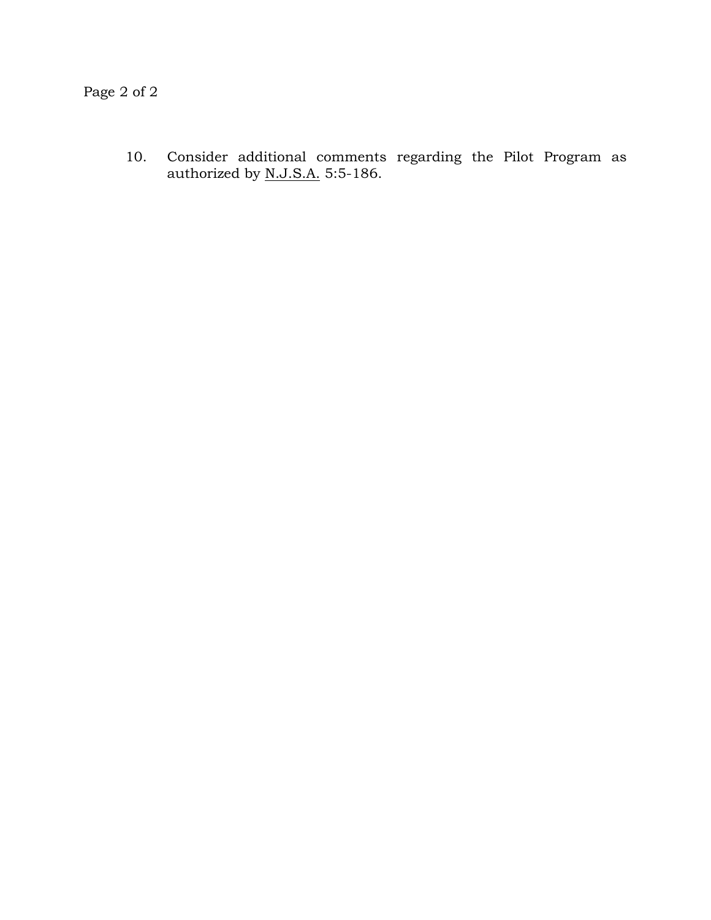10. Consider additional comments regarding the Pilot Program as authorized by <u>N.J.S.A.</u> 5:5-186.